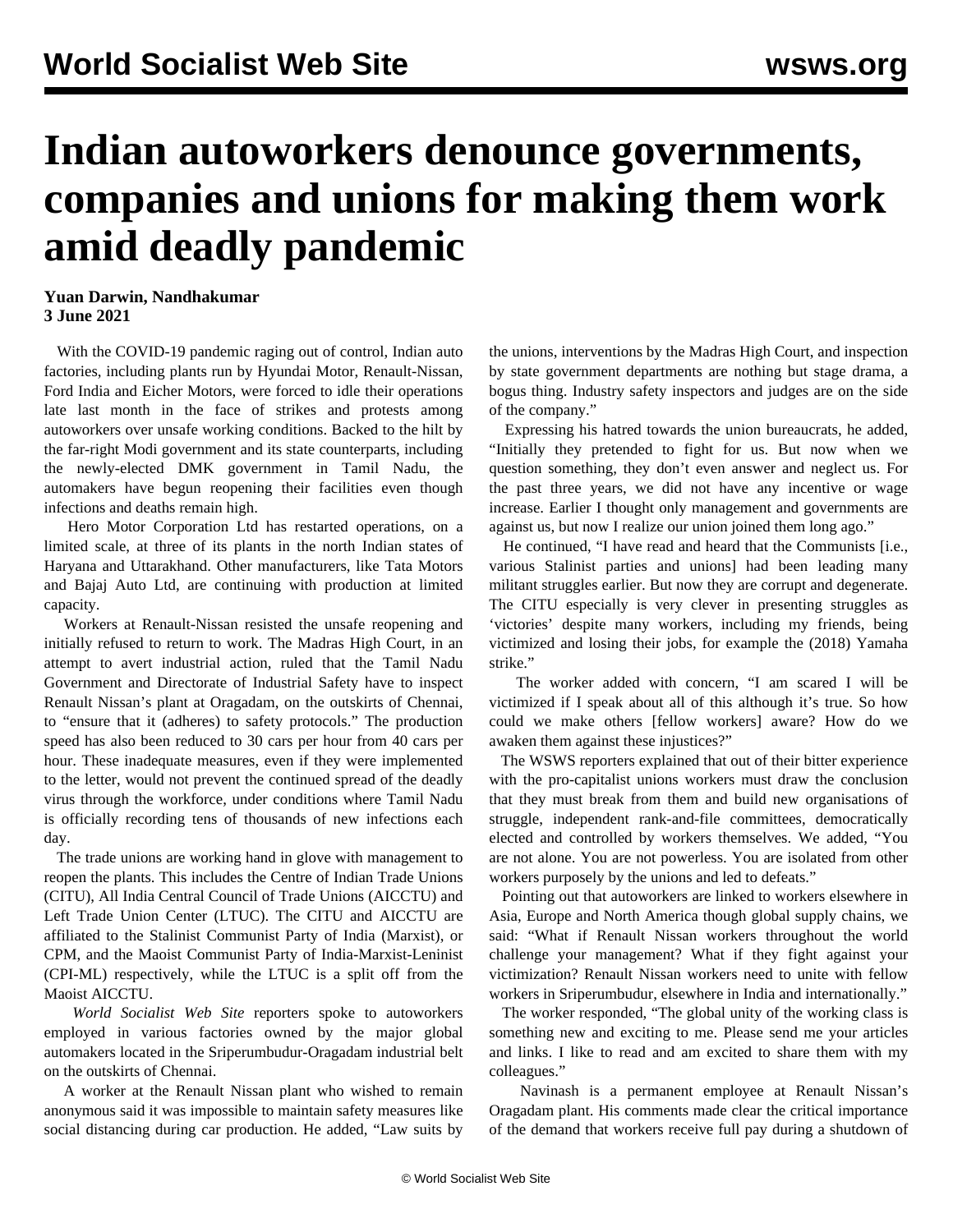# Indian autoworkers denounce governments, companies and unions for making them work amid deadly pandemic

**Yuan Darwin, Nandhakumar**
**3 June 2021**

With the COVID-19 pandemic raging out of control, Indian auto factories, including plants run by Hyundai Motor, Renault-Nissan, Ford India and Eicher Motors, were forced to idle their operations late last month in the face of strikes and protests among autoworkers over unsafe working conditions. Backed to the hilt by the far-right Modi government and its state counterparts, including the newly-elected DMK government in Tamil Nadu, the automakers have begun reopening their facilities even though infections and deaths remain high.

Hero Motor Corporation Ltd has restarted operations, on a limited scale, at three of its plants in the north Indian states of Haryana and Uttarakhand. Other manufacturers, like Tata Motors and Bajaj Auto Ltd, are continuing with production at limited capacity.

Workers at Renault-Nissan resisted the unsafe reopening and initially refused to return to work. The Madras High Court, in an attempt to avert industrial action, ruled that the Tamil Nadu Government and Directorate of Industrial Safety have to inspect Renault Nissan's plant at Oragadam, on the outskirts of Chennai, to "ensure that it (adheres) to safety protocols." The production speed has also been reduced to 30 cars per hour from 40 cars per hour. These inadequate measures, even if they were implemented to the letter, would not prevent the continued spread of the deadly virus through the workforce, under conditions where Tamil Nadu is officially recording tens of thousands of new infections each day.

The trade unions are working hand in glove with management to reopen the plants. This includes the Centre of Indian Trade Unions (CITU), All India Central Council of Trade Unions (AICCTU) and Left Trade Union Center (LTUC). The CITU and AICCTU are affiliated to the Stalinist Communist Party of India (Marxist), or CPM, and the Maoist Communist Party of India-Marxist-Leninist (CPI-ML) respectively, while the LTUC is a split off from the Maoist AICCTU.

*World Socialist Web Site* reporters spoke to autoworkers employed in various factories owned by the major global automakers located in the Sriperumbudur-Oragadam industrial belt on the outskirts of Chennai.

A worker at the Renault Nissan plant who wished to remain anonymous said it was impossible to maintain safety measures like social distancing during car production. He added, "Law suits by the unions, interventions by the Madras High Court, and inspection by state government departments are nothing but stage drama, a bogus thing. Industry safety inspectors and judges are on the side of the company."

Expressing his hatred towards the union bureaucrats, he added, "Initially they pretended to fight for us. But now when we question something, they don't even answer and neglect us. For the past three years, we did not have any incentive or wage increase. Earlier I thought only management and governments are against us, but now I realize our union joined them long ago."

He continued, "I have read and heard that the Communists [i.e., various Stalinist parties and unions] had been leading many militant struggles earlier. But now they are corrupt and degenerate. The CITU especially is very clever in presenting struggles as 'victories' despite many workers, including my friends, being victimized and losing their jobs, for example the (2018) Yamaha strike."

The worker added with concern, "I am scared I will be victimized if I speak about all of this although it's true. So how could we make others [fellow workers] aware? How do we awaken them against these injustices?"

The WSWS reporters explained that out of their bitter experience with the pro-capitalist unions workers must draw the conclusion that they must break from them and build new organisations of struggle, independent rank-and-file committees, democratically elected and controlled by workers themselves. We added, "You are not alone. You are not powerless. You are isolated from other workers purposely by the unions and led to defeats."

Pointing out that autoworkers are linked to workers elsewhere in Asia, Europe and North America though global supply chains, we said: "What if Renault Nissan workers throughout the world challenge your management? What if they fight against your victimization? Renault Nissan workers need to unite with fellow workers in Sriperumbudur, elsewhere in India and internationally."

The worker responded, "The global unity of the working class is something new and exciting to me. Please send me your articles and links. I like to read and am excited to share them with my colleagues."

Navinash is a permanent employee at Renault Nissan's Oragadam plant. His comments made clear the critical importance of the demand that workers receive full pay during a shutdown of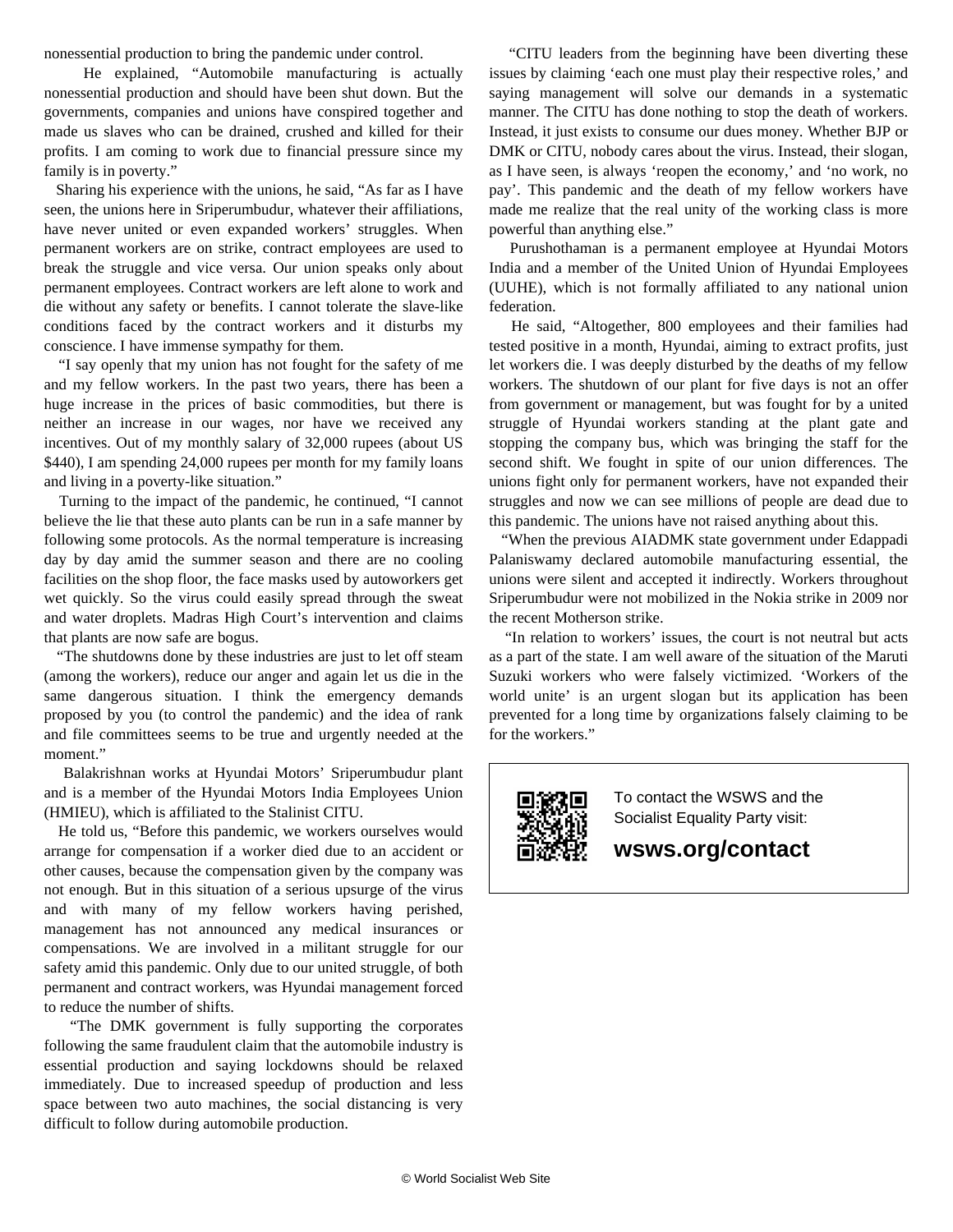nonessential production to bring the pandemic under control.

He explained, "Automobile manufacturing is actually nonessential production and should have been shut down. But the governments, companies and unions have conspired together and made us slaves who can be drained, crushed and killed for their profits. I am coming to work due to financial pressure since my family is in poverty."

Sharing his experience with the unions, he said, "As far as I have seen, the unions here in Sriperumbudur, whatever their affiliations, have never united or even expanded workers' struggles. When permanent workers are on strike, contract employees are used to break the struggle and vice versa. Our union speaks only about permanent employees. Contract workers are left alone to work and die without any safety or benefits. I cannot tolerate the slave-like conditions faced by the contract workers and it disturbs my conscience. I have immense sympathy for them.

"I say openly that my union has not fought for the safety of me and my fellow workers. In the past two years, there has been a huge increase in the prices of basic commodities, but there is neither an increase in our wages, nor have we received any incentives. Out of my monthly salary of 32,000 rupees (about US $440), I am spending 24,000 rupees per month for my family loans and living in a poverty-like situation."

Turning to the impact of the pandemic, he continued, "I cannot believe the lie that these auto plants can be run in a safe manner by following some protocols. As the normal temperature is increasing day by day amid the summer season and there are no cooling facilities on the shop floor, the face masks used by autoworkers get wet quickly. So the virus could easily spread through the sweat and water droplets. Madras High Court's intervention and claims that plants are now safe are bogus.

"The shutdowns done by these industries are just to let off steam (among the workers), reduce our anger and again let us die in the same dangerous situation. I think the emergency demands proposed by you (to control the pandemic) and the idea of rank and file committees seems to be true and urgently needed at the moment."

Balakrishnan works at Hyundai Motors' Sriperumbudur plant and is a member of the Hyundai Motors India Employees Union (HMIEU), which is affiliated to the Stalinist CITU.

He told us, "Before this pandemic, we workers ourselves would arrange for compensation if a worker died due to an accident or other causes, because the compensation given by the company was not enough. But in this situation of a serious upsurge of the virus and with many of my fellow workers having perished, management has not announced any medical insurances or compensations. We are involved in a militant struggle for our safety amid this pandemic. Only due to our united struggle, of both permanent and contract workers, was Hyundai management forced to reduce the number of shifts.

"The DMK government is fully supporting the corporates following the same fraudulent claim that the automobile industry is essential production and saying lockdowns should be relaxed immediately. Due to increased speedup of production and less space between two auto machines, the social distancing is very difficult to follow during automobile production.

"CITU leaders from the beginning have been diverting these issues by claiming 'each one must play their respective roles,' and saying management will solve our demands in a systematic manner. The CITU has done nothing to stop the death of workers. Instead, it just exists to consume our dues money. Whether BJP or DMK or CITU, nobody cares about the virus. Instead, their slogan, as I have seen, is always 'reopen the economy,' and 'no work, no pay'. This pandemic and the death of my fellow workers have made me realize that the real unity of the working class is more powerful than anything else."

Purushothaman is a permanent employee at Hyundai Motors India and a member of the United Union of Hyundai Employees (UUHE), which is not formally affiliated to any national union federation.

He said, "Altogether, 800 employees and their families had tested positive in a month, Hyundai, aiming to extract profits, just let workers die. I was deeply disturbed by the deaths of my fellow workers. The shutdown of our plant for five days is not an offer from government or management, but was fought for by a united struggle of Hyundai workers standing at the plant gate and stopping the company bus, which was bringing the staff for the second shift. We fought in spite of our union differences. The unions fight only for permanent workers, have not expanded their struggles and now we can see millions of people are dead due to this pandemic. The unions have not raised anything about this.

"When the previous AIADMK state government under Edappadi Palaniswamy declared automobile manufacturing essential, the unions were silent and accepted it indirectly. Workers throughout Sriperumbudur were not mobilized in the Nokia strike in 2009 nor the recent Motherson strike.

"In relation to workers' issues, the court is not neutral but acts as a part of the state. I am well aware of the situation of the Maruti Suzuki workers who were falsely victimized. 'Workers of the world unite' is an urgent slogan but its application has been prevented for a long time by organizations falsely claiming to be for the workers."

To contact the WSWS and the Socialist Equality Party visit:

**wsws.org/contact**